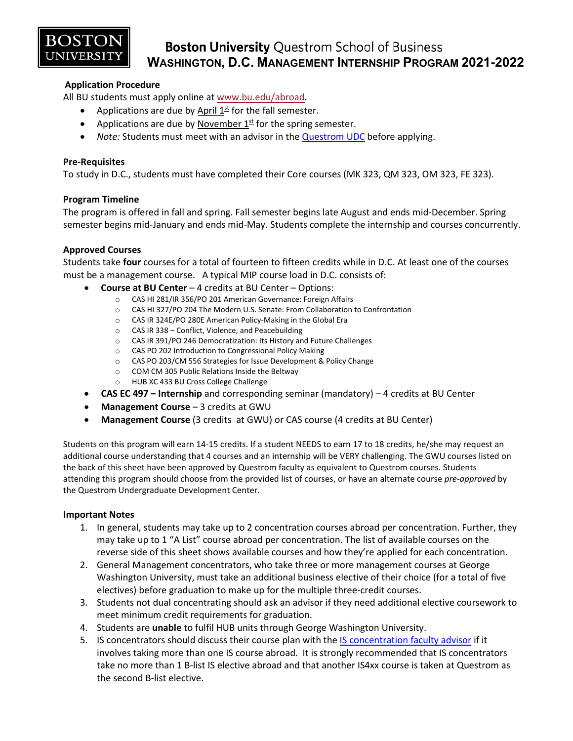# **Boston University** Questrom School of Business
## WASHINGTON, D.C. MANAGEMENT INTERNSHIP PROGRAM 2021-2022

### Application Procedure

All BU students must apply online at www.bu.edu/abroad.

- Applications are due by April 1st for the fall semester.
- Applications are due by November 1st for the spring semester.
- *Note:* Students must meet with an advisor in the Questrom UDC before applying.

### Pre-Requisites

To study in D.C., students must have completed their Core courses (MK 323, QM 323, OM 323, FE 323).

### Program Timeline

The program is offered in fall and spring. Fall semester begins late August and ends mid-December. Spring semester begins mid-January and ends mid-May. Students complete the internship and courses concurrently.

### Approved Courses

Students take **four** courses for a total of fourteen to fifteen credits while in D.C. At least one of the courses must be a management course. A typical MIP course load in D.C. consists of:

- **Course at BU Center** – 4 credits at BU Center – Options:
  - CAS HI 281/IR 356/PO 201 American Governance: Foreign Affairs
  - CAS HI 327/PO 204 The Modern U.S. Senate: From Collaboration to Confrontation
  - CAS IR 324E/PO 280E American Policy-Making in the Global Era
  - CAS IR 338 – Conflict, Violence, and Peacebuilding
  - CAS IR 391/PO 246 Democratization: Its History and Future Challenges
  - CAS PO 202 Introduction to Congressional Policy Making
  - CAS PO 203/CM 556 Strategies for Issue Development & Policy Change
  - COM CM 305 Public Relations Inside the Beltway
  - HUB XC 433 BU Cross College Challenge
- **CAS EC 497 – Internship** and corresponding seminar (mandatory) – 4 credits at BU Center
- **Management Course** – 3 credits at GWU
- **Management Course** (3 credits at GWU) or CAS course (4 credits at BU Center)

Students on this program will earn 14-15 credits. If a student NEEDS to earn 17 to 18 credits, he/she may request an additional course understanding that 4 courses and an internship will be VERY challenging. The GWU courses listed on the back of this sheet have been approved by Questrom faculty as equivalent to Questrom courses. Students attending this program should choose from the provided list of courses, or have an alternate course *pre-approved* by the Questrom Undergraduate Development Center.

### Important Notes

1. In general, students may take up to 2 concentration courses abroad per concentration. Further, they may take up to 1 "A List" course abroad per concentration. The list of available courses on the reverse side of this sheet shows available courses and how they're applied for each concentration.
2. General Management concentrators, who take three or more management courses at George Washington University, must take an additional business elective of their choice (for a total of five electives) before graduation to make up for the multiple three-credit courses.
3. Students not dual concentrating should ask an advisor if they need additional elective coursework to meet minimum credit requirements for graduation.
4. Students are **unable** to fulfil HUB units through George Washington University.
5. IS concentrators should discuss their course plan with the IS concentration faculty advisor if it involves taking more than one IS course abroad. It is strongly recommended that IS concentrators take no more than 1 B-list IS elective abroad and that another IS4xx course is taken at Questrom as the second B-list elective.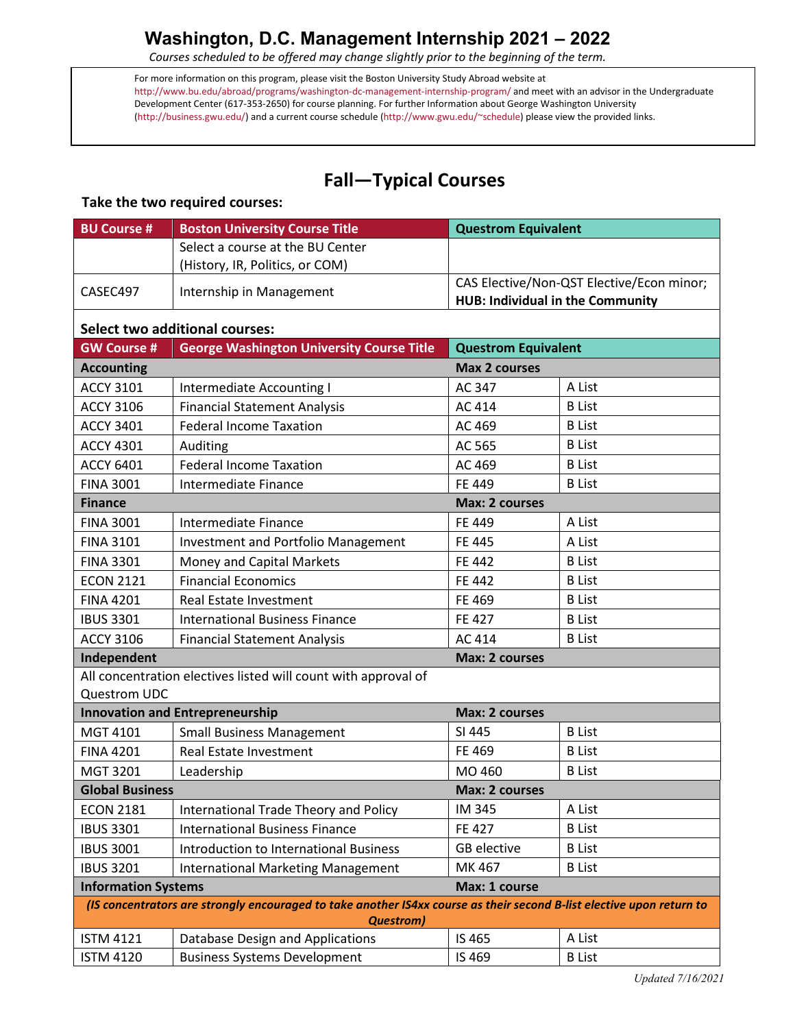# Washington, D.C. Management Internship 2021 – 2022

*Courses scheduled to be offered may change slightly prior to the beginning of the term.*

For more information on this program, please visit the Boston University Study Abroad website at http://www.bu.edu/abroad/programs/washington-dc-management-internship-program/ and meet with an advisor in the Undergraduate Development Center (617-353-2650) for course planning. For further Information about George Washington University (http://business.gwu.edu/) and a current course schedule (http://www.gwu.edu/~schedule) please view the provided links.

## Fall—Typical Courses

**Take the two required courses:**

| BU Course # | Boston University Course Title | Questrom Equivalent |
|---|---|---|
| | Select a course at the BU Center (History, IR, Politics, or COM) | |
| CASEC497 | Internship in Management | CAS Elective/Non-QST Elective/Econ minor; **HUB: Individual in the Community** |

**Select two additional courses:**

| GW Course # | George Washington University Course Title | Questrom Equivalent | |
|---|---|---|---|
| **Accounting** | | **Max 2 courses** | |
| ACCY 3101 | Intermediate Accounting I | AC 347 | A List |
| ACCY 3106 | Financial Statement Analysis | AC 414 | B List |
| ACCY 3401 | Federal Income Taxation | AC 469 | B List |
| ACCY 4301 | Auditing | AC 565 | B List |
| ACCY 6401 | Federal Income Taxation | AC 469 | B List |
| FINA 3001 | Intermediate Finance | FE 449 | B List |
| **Finance** | | **Max: 2 courses** | |
| FINA 3001 | Intermediate Finance | FE 449 | A List |
| FINA 3101 | Investment and Portfolio Management | FE 445 | A List |
| FINA 3301 | Money and Capital Markets | FE 442 | B List |
| ECON 2121 | Financial Economics | FE 442 | B List |
| FINA 4201 | Real Estate Investment | FE 469 | B List |
| IBUS 3301 | International Business Finance | FE 427 | B List |
| ACCY 3106 | Financial Statement Analysis | AC 414 | B List |
| **Independent** | | **Max: 2 courses** | |
| All concentration electives listed will count with approval of Questrom UDC | | | |
| **Innovation and Entrepreneurship** | | **Max: 2 courses** | |
| MGT 4101 | Small Business Management | SI 445 | B List |
| FINA 4201 | Real Estate Investment | FE 469 | B List |
| MGT 3201 | Leadership | MO 460 | B List |
| **Global Business** | | **Max: 2 courses** | |
| ECON 2181 | International Trade Theory and Policy | IM 345 | A List |
| IBUS 3301 | International Business Finance | FE 427 | B List |
| IBUS 3001 | Introduction to International Business | GB elective | B List |
| IBUS 3201 | International Marketing Management | MK 467 | B List |
| **Information Systems** | | **Max: 1 course** | |
| ***(IS concentrators are strongly encouraged to take another IS4xx course as their second B-list elective upon return to Questrom)*** | | | |
| ISTM 4121 | Database Design and Applications | IS 465 | A List |
| ISTM 4120 | Business Systems Development | IS 469 | B List |

*Updated 7/16/2021*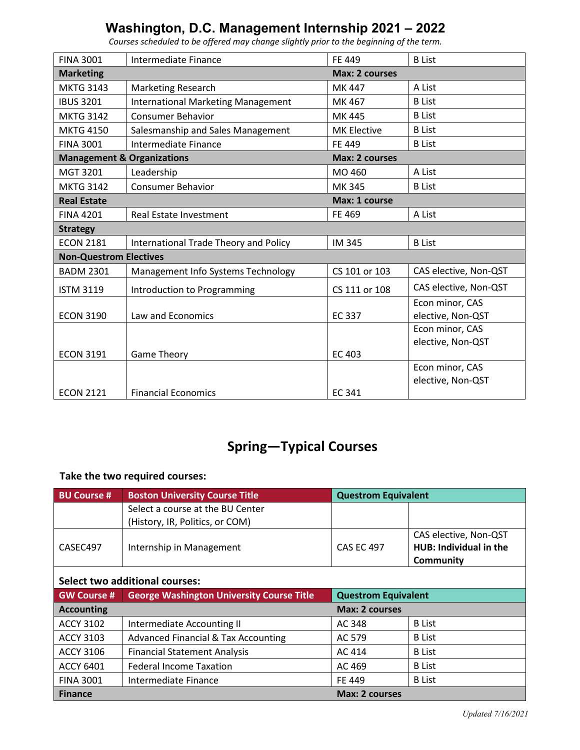# Washington, D.C. Management Internship 2021 – 2022

*Courses scheduled to be offered may change slightly prior to the beginning of the term.*

| | | | |
|---|---|---|---|
| FINA 3001 | Intermediate Finance | FE 449 | B List |
| **Marketing** | | **Max: 2 courses** | |
| MKTG 3143 | Marketing Research | MK 447 | A List |
| IBUS 3201 | International Marketing Management | MK 467 | B List |
| MKTG 3142 | Consumer Behavior | MK 445 | B List |
| MKTG 4150 | Salesmanship and Sales Management | MK Elective | B List |
| FINA 3001 | Intermediate Finance | FE 449 | B List |
| **Management & Organizations** | | **Max: 2 courses** | |
| MGT 3201 | Leadership | MO 460 | A List |
| MKTG 3142 | Consumer Behavior | MK 345 | B List |
| **Real Estate** | | **Max: 1 course** | |
| FINA 4201 | Real Estate Investment | FE 469 | A List |
| **Strategy** | | | |
| ECON 2181 | International Trade Theory and Policy | IM 345 | B List |
| **Non-Questrom Electives** | | | |
| BADM 2301 | Management Info Systems Technology | CS 101 or 103 | CAS elective, Non-QST |
| ISTM 3119 | Introduction to Programming | CS 111 or 108 | CAS elective, Non-QST |
| ECON 3190 | Law and Economics | EC 337 | Econ minor, CAS elective, Non-QST |
| ECON 3191 | Game Theory | EC 403 | Econ minor, CAS elective, Non-QST |
| ECON 2121 | Financial Economics | EC 341 | Econ minor, CAS elective, Non-QST |

## Spring—Typical Courses

**Take the two required courses:**

| BU Course # | Boston University Course Title | Questrom Equivalent | |
|---|---|---|---|
| | Select a course at the BU Center (History, IR, Politics, or COM) | | |
| CASEC497 | Internship in Management | CAS EC 497 | CAS elective, Non-QST **HUB: Individual in the Community** |

**Select two additional courses:**

| GW Course # | George Washington University Course Title | Questrom Equivalent | |
|---|---|---|---|
| **Accounting** | | **Max: 2 courses** | |
| ACCY 3102 | Intermediate Accounting II | AC 348 | B List |
| ACCY 3103 | Advanced Financial & Tax Accounting | AC 579 | B List |
| ACCY 3106 | Financial Statement Analysis | AC 414 | B List |
| ACCY 6401 | Federal Income Taxation | AC 469 | B List |
| FINA 3001 | Intermediate Finance | FE 449 | B List |
| **Finance** | | **Max: 2 courses** | |

*Updated 7/16/2021*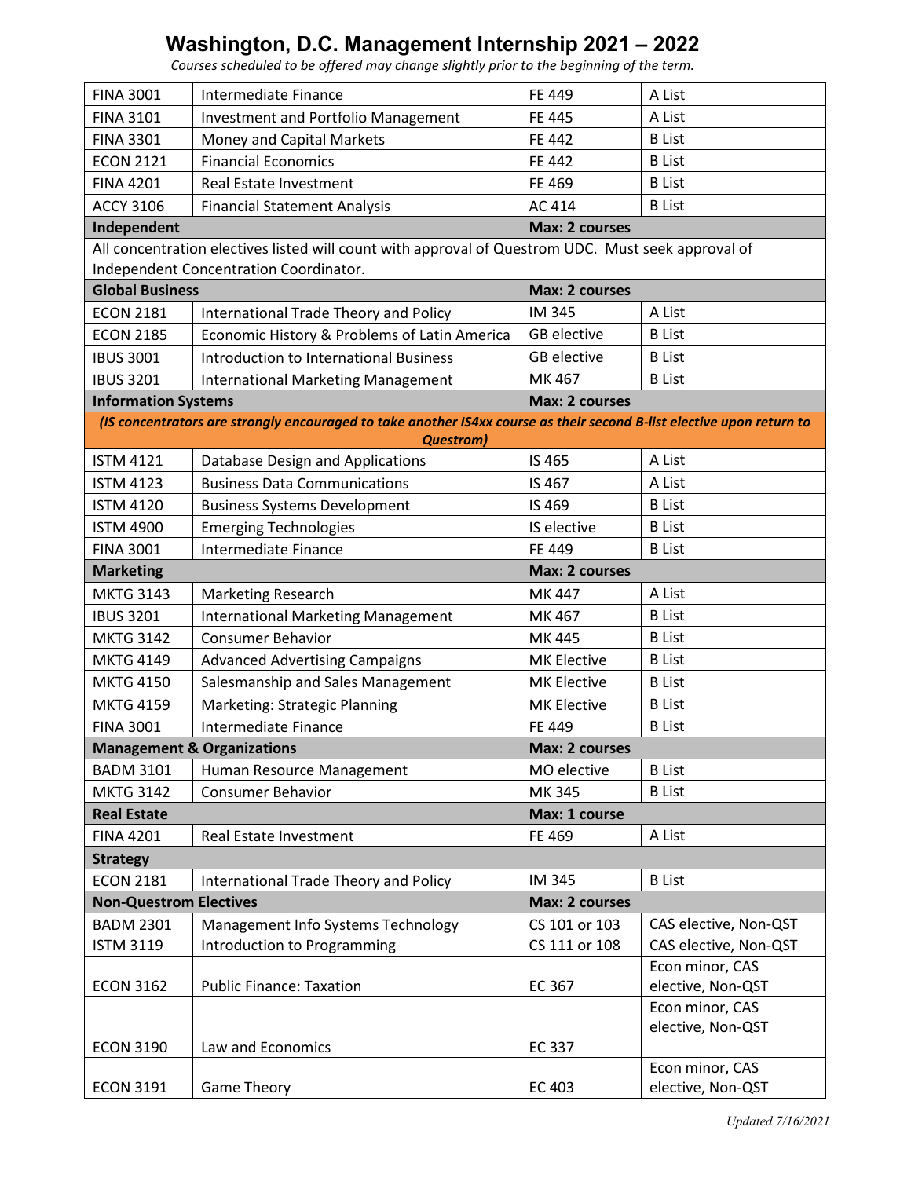# Washington, D.C. Management Internship 2021 – 2022

*Courses scheduled to be offered may change slightly prior to the beginning of the term.*

| | | | |
|---|---|---|---|
| FINA 3001 | Intermediate Finance | FE 449 | A List |
| FINA 3101 | Investment and Portfolio Management | FE 445 | A List |
| FINA 3301 | Money and Capital Markets | FE 442 | B List |
| ECON 2121 | Financial Economics | FE 442 | B List |
| FINA 4201 | Real Estate Investment | FE 469 | B List |
| ACCY 3106 | Financial Statement Analysis | AC 414 | B List |
| **Independent** | | **Max: 2 courses** | |
| All concentration electives listed will count with approval of Questrom UDC. Must seek approval of Independent Concentration Coordinator. | | | |
| **Global Business** | | **Max: 2 courses** | |
| ECON 2181 | International Trade Theory and Policy | IM 345 | A List |
| ECON 2185 | Economic History & Problems of Latin America | GB elective | B List |
| IBUS 3001 | Introduction to International Business | GB elective | B List |
| IBUS 3201 | International Marketing Management | MK 467 | B List |
| **Information Systems** | | **Max: 2 courses** | |
| ***(IS concentrators are strongly encouraged to take another IS4xx course as their second B-list elective upon return to Questrom)*** | | | |
| ISTM 4121 | Database Design and Applications | IS 465 | A List |
| ISTM 4123 | Business Data Communications | IS 467 | A List |
| ISTM 4120 | Business Systems Development | IS 469 | B List |
| ISTM 4900 | Emerging Technologies | IS elective | B List |
| FINA 3001 | Intermediate Finance | FE 449 | B List |
| **Marketing** | | **Max: 2 courses** | |
| MKTG 3143 | Marketing Research | MK 447 | A List |
| IBUS 3201 | International Marketing Management | MK 467 | B List |
| MKTG 3142 | Consumer Behavior | MK 445 | B List |
| MKTG 4149 | Advanced Advertising Campaigns | MK Elective | B List |
| MKTG 4150 | Salesmanship and Sales Management | MK Elective | B List |
| MKTG 4159 | Marketing: Strategic Planning | MK Elective | B List |
| FINA 3001 | Intermediate Finance | FE 449 | B List |
| **Management & Organizations** | | **Max: 2 courses** | |
| BADM 3101 | Human Resource Management | MO elective | B List |
| MKTG 3142 | Consumer Behavior | MK 345 | B List |
| **Real Estate** | | **Max: 1 course** | |
| FINA 4201 | Real Estate Investment | FE 469 | A List |
| **Strategy** | | | |
| ECON 2181 | International Trade Theory and Policy | IM 345 | B List |
| **Non-Questrom Electives** | | **Max: 2 courses** | |
| BADM 2301 | Management Info Systems Technology | CS 101 or 103 | CAS elective, Non-QST |
| ISTM 3119 | Introduction to Programming | CS 111 or 108 | CAS elective, Non-QST |
| ECON 3162 | Public Finance: Taxation | EC 367 | Econ minor, CAS elective, Non-QST |
| ECON 3190 | Law and Economics | EC 337 | Econ minor, CAS elective, Non-QST |
| ECON 3191 | Game Theory | EC 403 | Econ minor, CAS elective, Non-QST |

*Updated 7/16/2021*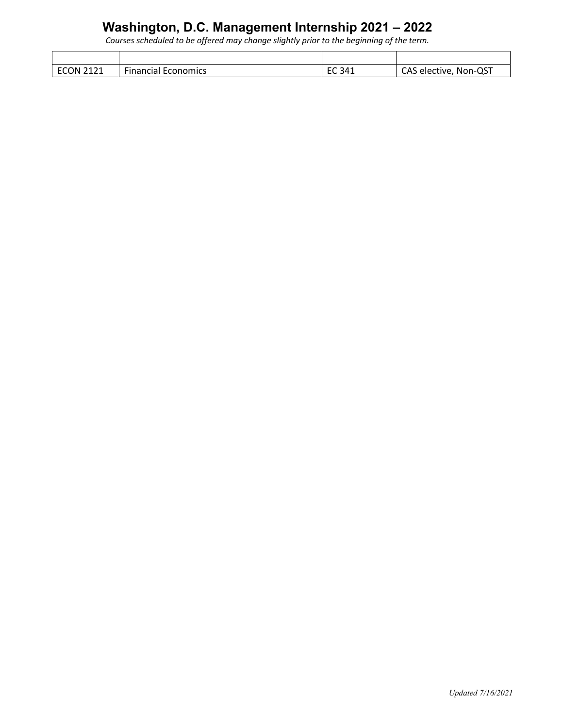| | | | |
|---|---|---|---|
| ECON 2121 | Financial Economics | EC 341 | CAS elective, Non-QST |